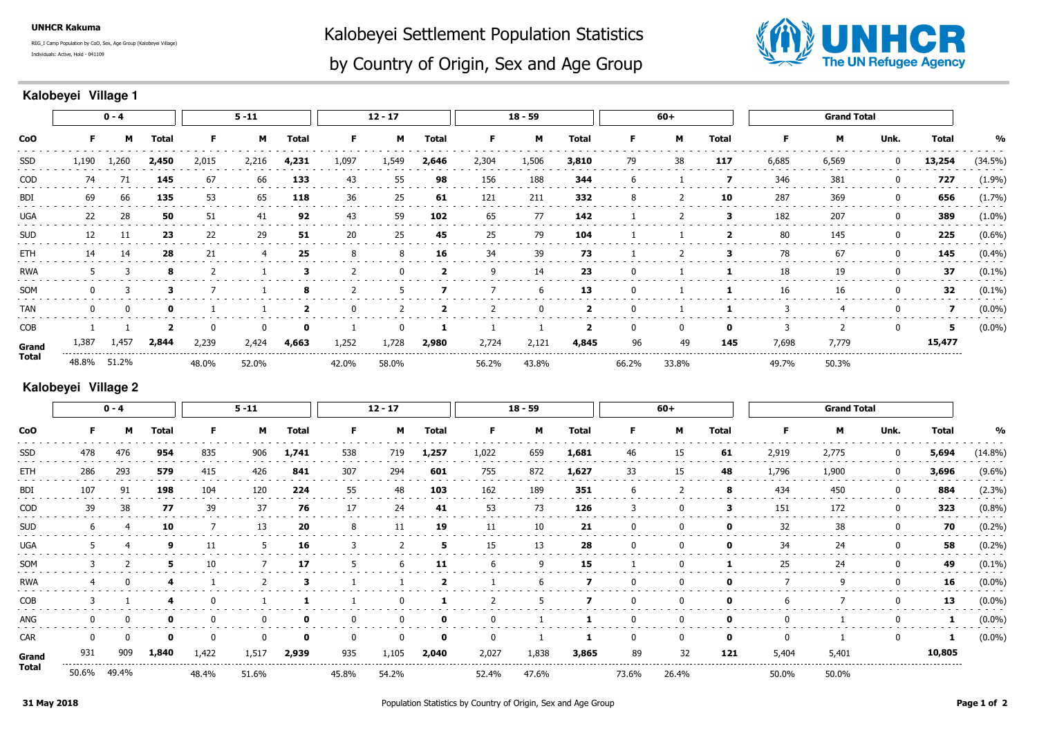**UNHCR Kakuma**

REG_I Camp Population by CoO, Sex, Age Group (Kalobeyei Village)

Individuals: Active, Hold - 041109

# Kalobeyei Settlement Population Statistics by Country of Origin, Sex and Age Group

## Kalobeyei Village 1

| | 0 - 4 | | | 5 -11 | | | 12 - 17 | | | 18 - 59 | | | 60+ | | | Grand Total | | | | |
|---|---|---|---|---|---|---|---|---|---|---|---|---|---|---|---|---|---|---|---|---|
| **CoO** | **F** | **M** | **Total** | **F** | **M** | **Total** | **F** | **M** | **Total** | **F** | **M** | **Total** | **F** | **M** | **Total** | **F** | **M** | **Unk.** | **Total** | **%** |
| SSD | 1,190 | 1,260 | **2,450** | 2,015 | 2,216 | **4,231** | 1,097 | 1,549 | **2,646** | 2,304 | 1,506 | **3,810** | 79 | 38 | **117** | 6,685 | 6,569 | 0 | **13,254** | (34.5%) |
| COD | 74 | 71 | **145** | 67 | 66 | **133** | 43 | 55 | **98** | 156 | 188 | **344** | 6 | 1 | **7** | 346 | 381 | 0 | **727** | (1.9%) |
| BDI | 69 | 66 | **135** | 53 | 65 | **118** | 36 | 25 | **61** | 121 | 211 | **332** | 8 | 2 | **10** | 287 | 369 | 0 | **656** | (1.7%) |
| UGA | 22 | 28 | **50** | 51 | 41 | **92** | 43 | 59 | **102** | 65 | 77 | **142** | 1 | 2 | **3** | 182 | 207 | 0 | **389** | (1.0%) |
| SUD | 12 | 11 | **23** | 22 | 29 | **51** | 20 | 25 | **45** | 25 | 79 | **104** | 1 | 1 | **2** | 80 | 145 | 0 | **225** | (0.6%) |
| ETH | 14 | 14 | **28** | 21 | 4 | **25** | 8 | 8 | **16** | 34 | 39 | **73** | 1 | 2 | **3** | 78 | 67 | 0 | **145** | (0.4%) |
| RWA | 5 | 3 | **8** | 2 | 1 | **3** | 2 | 0 | **2** | 9 | 14 | **23** | 0 | 1 | **1** | 18 | 19 | 0 | **37** | (0.1%) |
| SOM | 0 | 3 | **3** | 7 | 1 | **8** | 2 | 5 | **7** | 7 | 6 | **13** | 0 | 1 | **1** | 16 | 16 | 0 | **32** | (0.1%) |
| TAN | 0 | 0 | **0** | 1 | 1 | **2** | 0 | 2 | **2** | 2 | 0 | **2** | 0 | 1 | **1** | 3 | 4 | 0 | **7** | (0.0%) |
| COB | 1 | 1 | **2** | 0 | 0 | **0** | 1 | 0 | **1** | 1 | 1 | **2** | 0 | 0 | **0** | 3 | 2 | 0 | **5** | (0.0%) |
| **Grand Total** | 1,387 | 1,457 | **2,844** | 2,239 | 2,424 | **4,663** | 1,252 | 1,728 | **2,980** | 2,724 | 2,121 | **4,845** | 96 | 49 | **145** | 7,698 | 7,779 | | **15,477** | |
| | 48.8% | 51.2% | | 48.0% | 52.0% | | 42.0% | 58.0% | | 56.2% | 43.8% | | 66.2% | 33.8% | | 49.7% | 50.3% | | | |

## Kalobeyei Village 2

| | 0 - 4 | | | 5 -11 | | | 12 - 17 | | | 18 - 59 | | | 60+ | | | Grand Total | | | | |
|---|---|---|---|---|---|---|---|---|---|---|---|---|---|---|---|---|---|---|---|---|
| **CoO** | **F** | **M** | **Total** | **F** | **M** | **Total** | **F** | **M** | **Total** | **F** | **M** | **Total** | **F** | **M** | **Total** | **F** | **M** | **Unk.** | **Total** | **%** |
| SSD | 478 | 476 | **954** | 835 | 906 | **1,741** | 538 | 719 | **1,257** | 1,022 | 659 | **1,681** | 46 | 15 | **61** | 2,919 | 2,775 | 0 | **5,694** | (14.8%) |
| ETH | 286 | 293 | **579** | 415 | 426 | **841** | 307 | 294 | **601** | 755 | 872 | **1,627** | 33 | 15 | **48** | 1,796 | 1,900 | 0 | **3,696** | (9.6%) |
| BDI | 107 | 91 | **198** | 104 | 120 | **224** | 55 | 48 | **103** | 162 | 189 | **351** | 6 | 2 | **8** | 434 | 450 | 0 | **884** | (2.3%) |
| COD | 39 | 38 | **77** | 39 | 37 | **76** | 17 | 24 | **41** | 53 | 73 | **126** | 3 | 0 | **3** | 151 | 172 | 0 | **323** | (0.8%) |
| SUD | 6 | 4 | **10** | 7 | 13 | **20** | 8 | 11 | **19** | 11 | 10 | **21** | 0 | 0 | **0** | 32 | 38 | 0 | **70** | (0.2%) |
| UGA | 5 | 4 | **9** | 11 | 5 | **16** | 3 | 2 | **5** | 15 | 13 | **28** | 0 | 0 | **0** | 34 | 24 | 0 | **58** | (0.2%) |
| SOM | 3 | 2 | **5** | 10 | 7 | **17** | 5 | 6 | **11** | 6 | 9 | **15** | 1 | 0 | **1** | 25 | 24 | 0 | **49** | (0.1%) |
| RWA | 4 | 0 | **4** | 1 | 2 | **3** | 1 | 1 | **2** | 1 | 6 | **7** | 0 | 0 | **0** | 7 | 9 | 0 | **16** | (0.0%) |
| COB | 3 | 1 | **4** | 0 | 1 | **1** | 1 | 0 | **1** | 2 | 5 | **7** | 0 | 0 | **0** | 6 | 7 | 0 | **13** | (0.0%) |
| ANG | 0 | 0 | **0** | 0 | 0 | **0** | 0 | 0 | **0** | 0 | 1 | **1** | 0 | 0 | **0** | 0 | 1 | 0 | **1** | (0.0%) |
| CAR | 0 | 0 | **0** | 0 | 0 | **0** | 0 | 0 | **0** | 0 | 1 | **1** | 0 | 0 | **0** | 0 | 1 | 0 | **1** | (0.0%) |
| **Grand Total** | 931 | 909 | **1,840** | 1,422 | 1,517 | **2,939** | 935 | 1,105 | **2,040** | 2,027 | 1,838 | **3,865** | 89 | 32 | **121** | 5,404 | 5,401 | | **10,805** | |
| | 50.6% | 49.4% | | 48.4% | 51.6% | | 45.8% | 54.2% | | 52.4% | 47.6% | | 73.6% | 26.4% | | 50.0% | 50.0% | | | |

**31 May 2018**

Population Statistics by Country of Origin, Sex and Age Group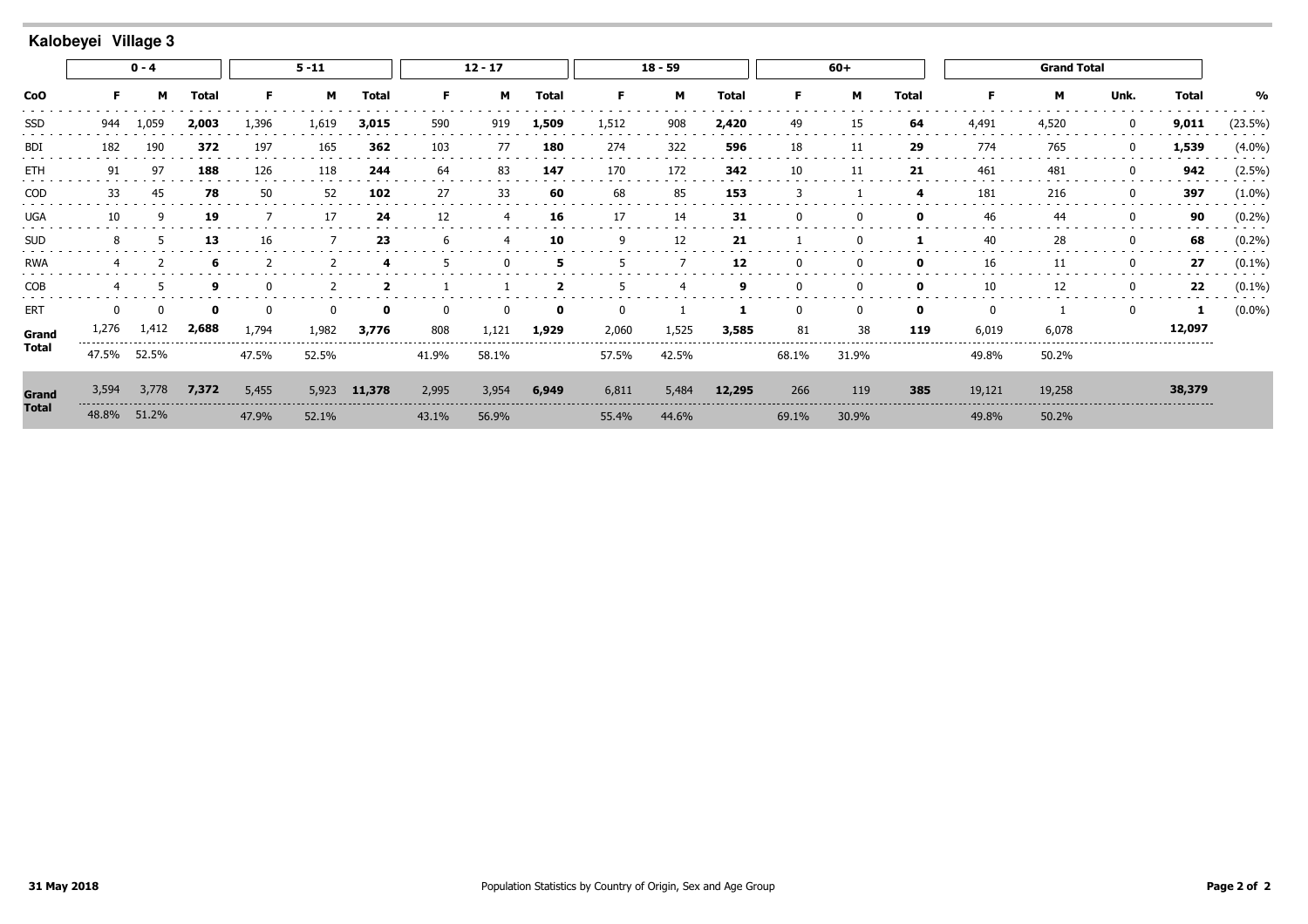## Kalobeyei Village 3

| | 0 - 4 | | | 5 -11 | | | 12 - 17 | | | 18 - 59 | | | 60+ | | | Grand Total | | | | |
|---|---|---|---|---|---|---|---|---|---|---|---|---|---|---|---|---|---|---|---|---|
| **CoO** | **F** | **M** | **Total** | **F** | **M** | **Total** | **F** | **M** | **Total** | **F** | **M** | **Total** | **F** | **M** | **Total** | **F** | **M** | **Unk.** | **Total** | **%** |
| SSD | 944 | 1,059 | **2,003** | 1,396 | 1,619 | **3,015** | 590 | 919 | **1,509** | 1,512 | 908 | **2,420** | 49 | 15 | **64** | 4,491 | 4,520 | 0 | **9,011** | (23.5%) |
| BDI | 182 | 190 | **372** | 197 | 165 | **362** | 103 | 77 | **180** | 274 | 322 | **596** | 18 | 11 | **29** | 774 | 765 | 0 | **1,539** | (4.0%) |
| ETH | 91 | 97 | **188** | 126 | 118 | **244** | 64 | 83 | **147** | 170 | 172 | **342** | 10 | 11 | **21** | 461 | 481 | 0 | **942** | (2.5%) |
| COD | 33 | 45 | **78** | 50 | 52 | **102** | 27 | 33 | **60** | 68 | 85 | **153** | 3 | 1 | **4** | 181 | 216 | 0 | **397** | (1.0%) |
| UGA | 10 | 9 | **19** | 7 | 17 | **24** | 12 | 4 | **16** | 17 | 14 | **31** | 0 | 0 | **0** | 46 | 44 | 0 | **90** | (0.2%) |
| SUD | 8 | 5 | **13** | 16 | 7 | **23** | 6 | 4 | **10** | 9 | 12 | **21** | 1 | 0 | **1** | 40 | 28 | 0 | **68** | (0.2%) |
| RWA | 4 | 2 | **6** | 2 | 2 | **4** | 5 | 0 | **5** | 5 | 7 | **12** | 0 | 0 | **0** | 16 | 11 | 0 | **27** | (0.1%) |
| COB | 4 | 5 | **9** | 0 | 2 | **2** | 1 | 1 | **2** | 5 | 4 | **9** | 0 | 0 | **0** | 10 | 12 | 0 | **22** | (0.1%) |
| ERT | 0 | 0 | **0** | 0 | 0 | **0** | 0 | 0 | **0** | 0 | 1 | **1** | 0 | 0 | **0** | 0 | 1 | 0 | **1** | (0.0%) |
| **Grand Total** | 1,276 | 1,412 | **2,688** | 1,794 | 1,982 | **3,776** | 808 | 1,121 | **1,929** | 2,060 | 1,525 | **3,585** | 81 | 38 | **119** | 6,019 | 6,078 | | **12,097** | |
| | 47.5% | 52.5% | | 47.5% | 52.5% | | 41.9% | 58.1% | | 57.5% | 42.5% | | 68.1% | 31.9% | | 49.8% | 50.2% | | | |
| **Grand Total** | 3,594 | 3,778 | **7,372** | 5,455 | 5,923 | **11,378** | 2,995 | 3,954 | **6,949** | 6,811 | 5,484 | **12,295** | 266 | 119 | **385** | 19,121 | 19,258 | | **38,379** | |
| | 48.8% | 51.2% | | 47.9% | 52.1% | | 43.1% | 56.9% | | 55.4% | 44.6% | | 69.1% | 30.9% | | 49.8% | 50.2% | | | |

31 May 2018

Population Statistics by Country of Origin, Sex and Age Group